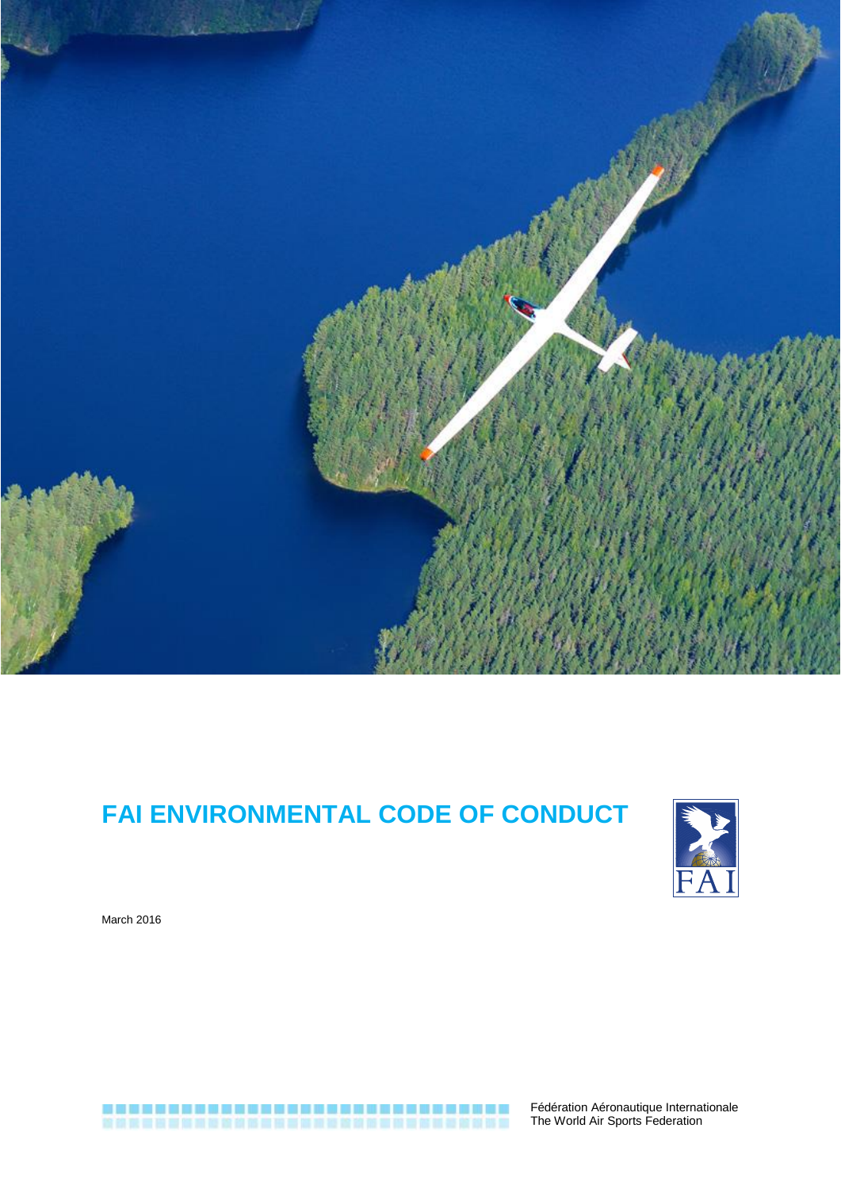# FAI ENVIRONMENTAL CODE OF CONDUCT

March 2016

Fédération Aéronautique Internationale
The World Air Sports Federation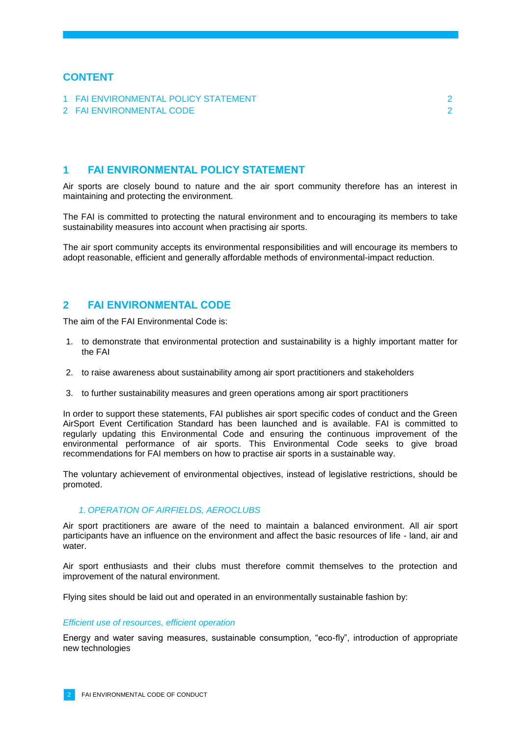## CONTENT

1 FAI ENVIRONMENTAL POLICY STATEMENT 2
2 FAI ENVIRONMENTAL CODE 2

## 1 FAI ENVIRONMENTAL POLICY STATEMENT

Air sports are closely bound to nature and the air sport community therefore has an interest in maintaining and protecting the environment.

The FAI is committed to protecting the natural environment and to encouraging its members to take sustainability measures into account when practising air sports.

The air sport community accepts its environmental responsibilities and will encourage its members to adopt reasonable, efficient and generally affordable methods of environmental-impact reduction.

## 2 FAI ENVIRONMENTAL CODE

The aim of the FAI Environmental Code is:

1. to demonstrate that environmental protection and sustainability is a highly important matter for the FAI

2. to raise awareness about sustainability among air sport practitioners and stakeholders

3. to further sustainability measures and green operations among air sport practitioners

In order to support these statements, FAI publishes air sport specific codes of conduct and the Green AirSport Event Certification Standard has been launched and is available. FAI is committed to regularly updating this Environmental Code and ensuring the continuous improvement of the environmental performance of air sports. This Environmental Code seeks to give broad recommendations for FAI members on how to practise air sports in a sustainable way.

The voluntary achievement of environmental objectives, instead of legislative restrictions, should be promoted.

### *1. OPERATION OF AIRFIELDS, AEROCLUBS*

Air sport practitioners are aware of the need to maintain a balanced environment. All air sport participants have an influence on the environment and affect the basic resources of life - land, air and water.

Air sport enthusiasts and their clubs must therefore commit themselves to the protection and improvement of the natural environment.

Flying sites should be laid out and operated in an environmentally sustainable fashion by:

*Efficient use of resources, efficient operation*

Energy and water saving measures, sustainable consumption, "eco-fly", introduction of appropriate new technologies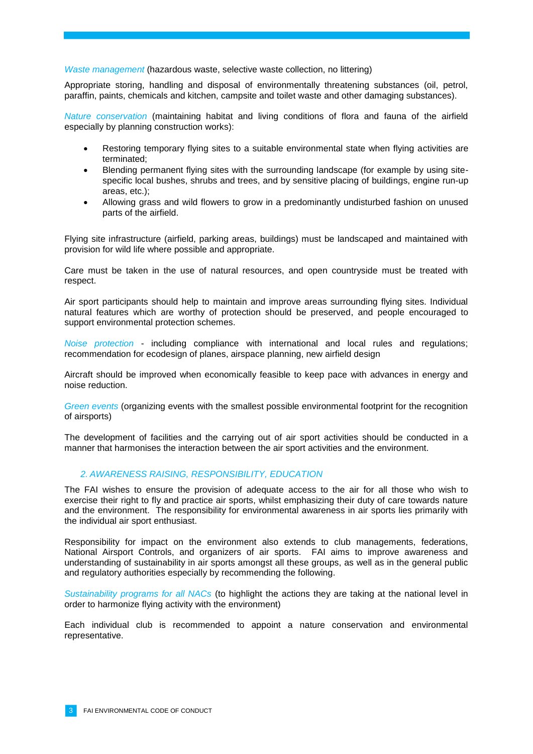*Waste management* (hazardous waste, selective waste collection, no littering)

Appropriate storing, handling and disposal of environmentally threatening substances (oil, petrol, paraffin, paints, chemicals and kitchen, campsite and toilet waste and other damaging substances).

*Nature conservation* (maintaining habitat and living conditions of flora and fauna of the airfield especially by planning construction works):

- Restoring temporary flying sites to a suitable environmental state when flying activities are terminated;
- Blending permanent flying sites with the surrounding landscape (for example by using site-specific local bushes, shrubs and trees, and by sensitive placing of buildings, engine run-up areas, etc.);
- Allowing grass and wild flowers to grow in a predominantly undisturbed fashion on unused parts of the airfield.

Flying site infrastructure (airfield, parking areas, buildings) must be landscaped and maintained with provision for wild life where possible and appropriate.

Care must be taken in the use of natural resources, and open countryside must be treated with respect.

Air sport participants should help to maintain and improve areas surrounding flying sites. Individual natural features which are worthy of protection should be preserved, and people encouraged to support environmental protection schemes.

*Noise protection* - including compliance with international and local rules and regulations; recommendation for ecodesign of planes, airspace planning, new airfield design

Aircraft should be improved when economically feasible to keep pace with advances in energy and noise reduction.

*Green events* (organizing events with the smallest possible environmental footprint for the recognition of airsports)

The development of facilities and the carrying out of air sport activities should be conducted in a manner that harmonises the interaction between the air sport activities and the environment.

## 2. AWARENESS RAISING, RESPONSIBILITY, EDUCATION

The FAI wishes to ensure the provision of adequate access to the air for all those who wish to exercise their right to fly and practice air sports, whilst emphasizing their duty of care towards nature and the environment. The responsibility for environmental awareness in air sports lies primarily with the individual air sport enthusiast.

Responsibility for impact on the environment also extends to club managements, federations, National Airsport Controls, and organizers of air sports. FAI aims to improve awareness and understanding of sustainability in air sports amongst all these groups, as well as in the general public and regulatory authorities especially by recommending the following.

*Sustainability programs for all NACs* (to highlight the actions they are taking at the national level in order to harmonize flying activity with the environment)

Each individual club is recommended to appoint a nature conservation and environmental representative.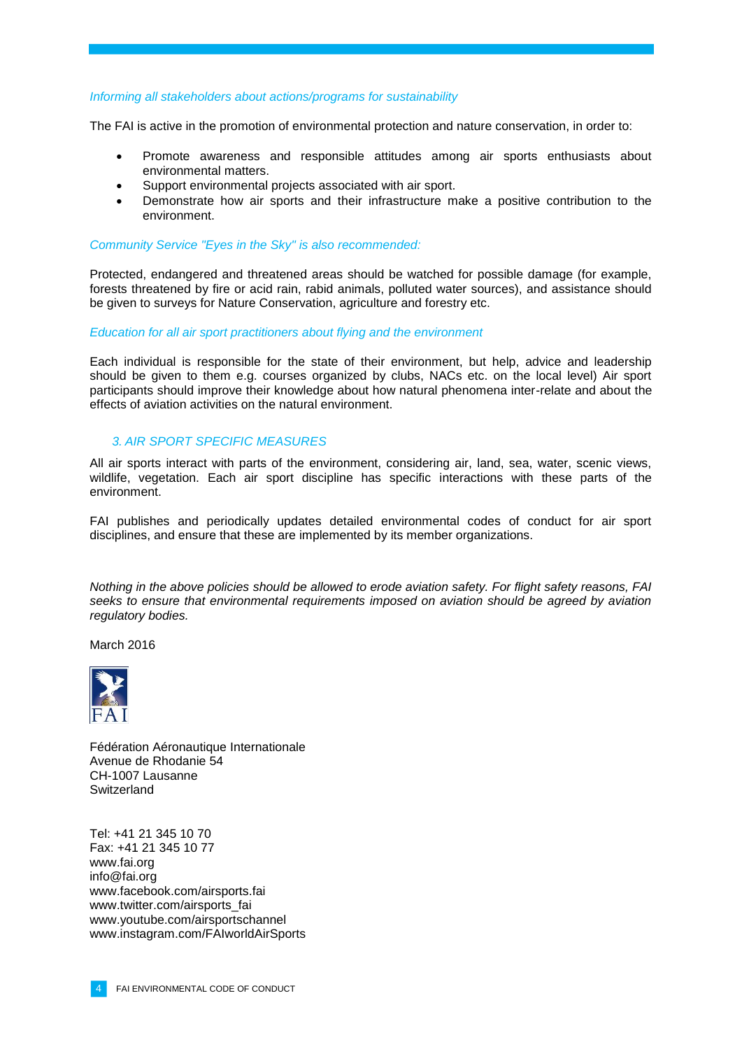*Informing all stakeholders about actions/programs for sustainability*

The FAI is active in the promotion of environmental protection and nature conservation, in order to:

- Promote awareness and responsible attitudes among air sports enthusiasts about environmental matters.
- Support environmental projects associated with air sport.
- Demonstrate how air sports and their infrastructure make a positive contribution to the environment.

*Community Service "Eyes in the Sky" is also recommended:*

Protected, endangered and threatened areas should be watched for possible damage (for example, forests threatened by fire or acid rain, rabid animals, polluted water sources), and assistance should be given to surveys for Nature Conservation, agriculture and forestry etc.

*Education for all air sport practitioners about flying and the environment*

Each individual is responsible for the state of their environment, but help, advice and leadership should be given to them e.g. courses organized by clubs, NACs etc. on the local level) Air sport participants should improve their knowledge about how natural phenomena inter-relate and about the effects of aviation activities on the natural environment.

## 3. AIR SPORT SPECIFIC MEASURES

All air sports interact with parts of the environment, considering air, land, sea, water, scenic views, wildlife, vegetation. Each air sport discipline has specific interactions with these parts of the environment.

FAI publishes and periodically updates detailed environmental codes of conduct for air sport disciplines, and ensure that these are implemented by its member organizations.

*Nothing in the above policies should be allowed to erode aviation safety. For flight safety reasons, FAI seeks to ensure that environmental requirements imposed on aviation should be agreed by aviation regulatory bodies.*

March 2016

FAI

Fédération Aéronautique Internationale
Avenue de Rhodanie 54
CH-1007 Lausanne
Switzerland

Tel: +41 21 345 10 70
Fax: +41 21 345 10 77
www.fai.org
info@fai.org
www.facebook.com/airsports.fai
www.twitter.com/airsports_fai
www.youtube.com/airsportschannel
www.instagram.com/FAIworldAirSports